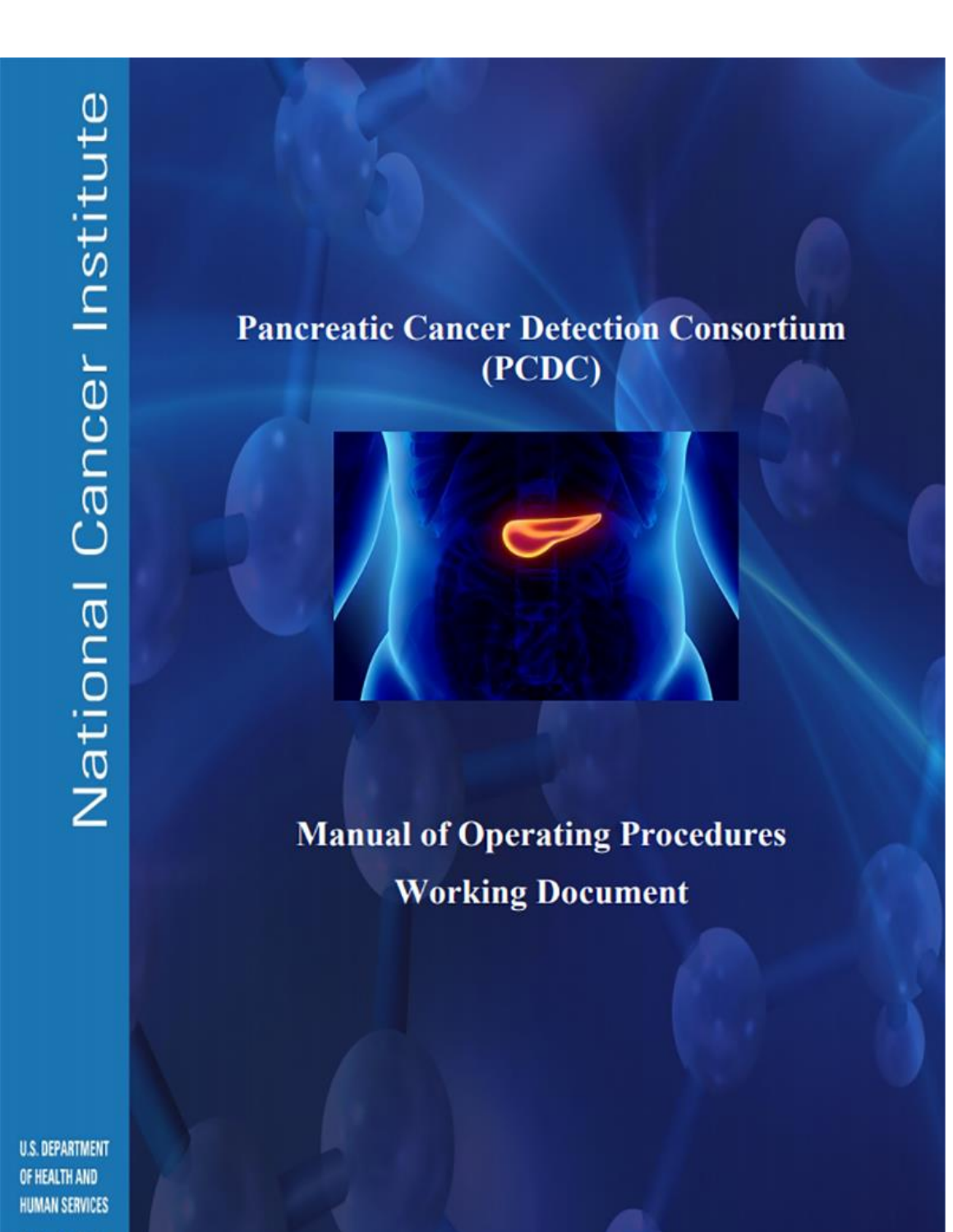National Cancer Institute

# Pancreatic Cancer Detection Consortium (PCDC)

## Manual of Operating Procedures

## Working Document

U.S. DEPARTMENT OF HEALTH AND HUMAN SERVICES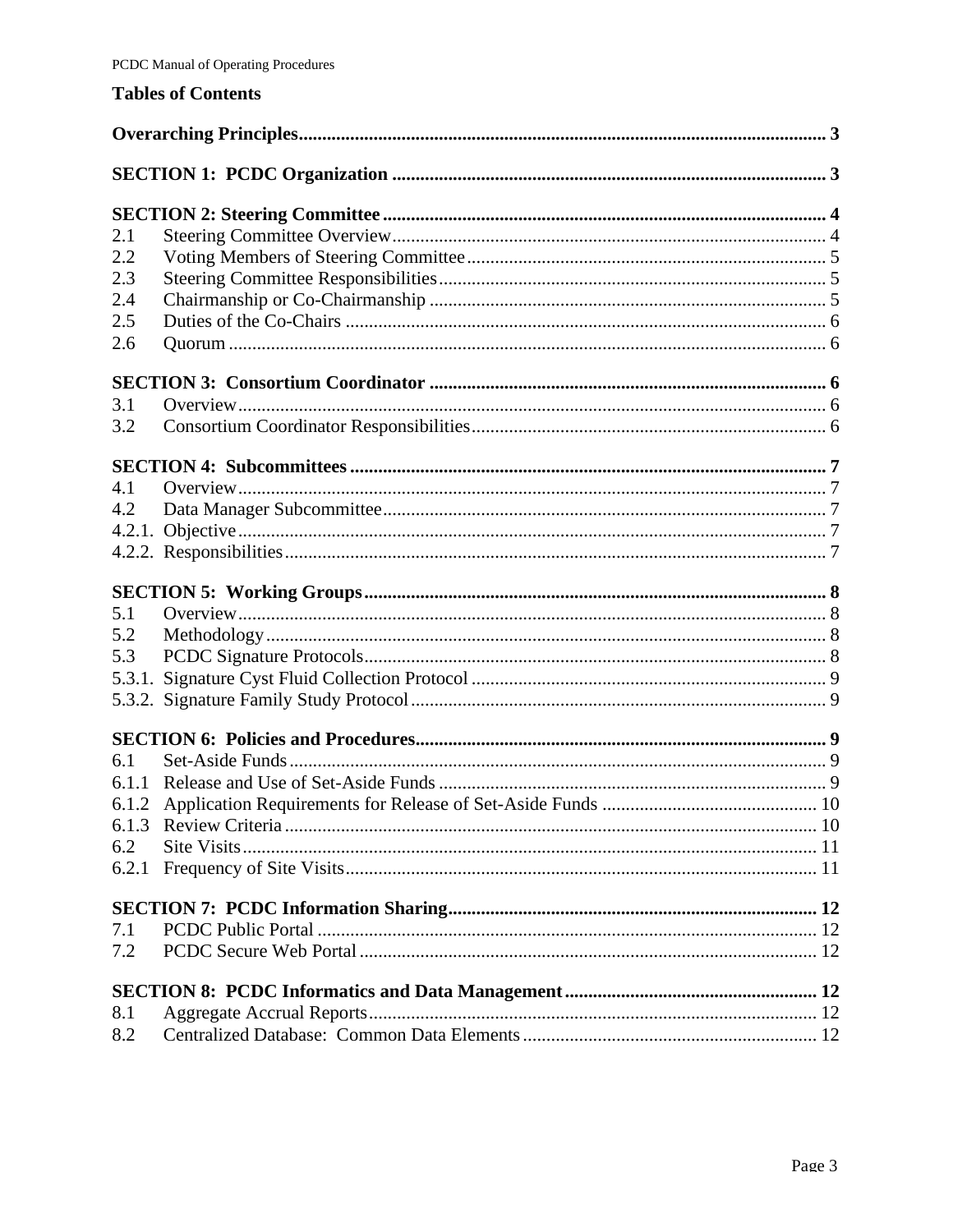## Tables of Contents

**Overarching Principles** ..... **3**

**SECTION 1: PCDC Organization** ..... **3**

**SECTION 2: Steering Committee** ..... **4**

- 2.1 Steering Committee Overview ..... 4
- 2.2 Voting Members of Steering Committee ..... 5
- 2.3 Steering Committee Responsibilities ..... 5
- 2.4 Chairmanship or Co-Chairmanship ..... 5
- 2.5 Duties of the Co-Chairs ..... 6
- 2.6 Quorum ..... 6

**SECTION 3: Consortium Coordinator** ..... **6**

- 3.1 Overview ..... 6
- 3.2 Consortium Coordinator Responsibilities ..... 6

**SECTION 4: Subcommittees** ..... **7**

- 4.1 Overview ..... 7
- 4.2 Data Manager Subcommittee ..... 7
- 4.2.1. Objective ..... 7
- 4.2.2. Responsibilities ..... 7

**SECTION 5: Working Groups** ..... **8**

- 5.1 Overview ..... 8
- 5.2 Methodology ..... 8
- 5.3 PCDC Signature Protocols ..... 8
- 5.3.1. Signature Cyst Fluid Collection Protocol ..... 9
- 5.3.2. Signature Family Study Protocol ..... 9

**SECTION 6: Policies and Procedures** ..... **9**

- 6.1 Set-Aside Funds ..... 9
- 6.1.1 Release and Use of Set-Aside Funds ..... 9
- 6.1.2 Application Requirements for Release of Set-Aside Funds ..... 10
- 6.1.3 Review Criteria ..... 10
- 6.2 Site Visits ..... 11
- 6.2.1 Frequency of Site Visits ..... 11

**SECTION 7: PCDC Information Sharing** ..... **12**

- 7.1 PCDC Public Portal ..... 12
- 7.2 PCDC Secure Web Portal ..... 12

**SECTION 8: PCDC Informatics and Data Management** ..... **12**

- 8.1 Aggregate Accrual Reports ..... 12
- 8.2 Centralized Database: Common Data Elements ..... 12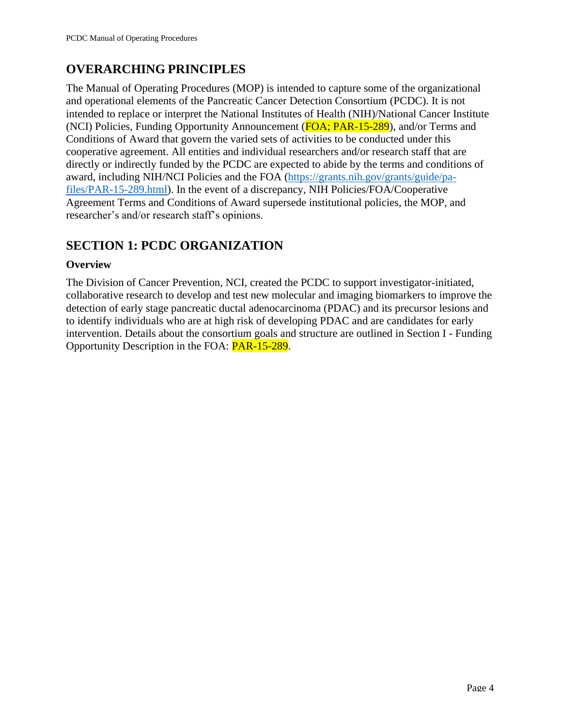## OVERARCHING PRINCIPLES

The Manual of Operating Procedures (MOP) is intended to capture some of the organizational and operational elements of the Pancreatic Cancer Detection Consortium (PCDC). It is not intended to replace or interpret the National Institutes of Health (NIH)/National Cancer Institute (NCI) Policies, Funding Opportunity Announcement (FOA; PAR-15-289), and/or Terms and Conditions of Award that govern the varied sets of activities to be conducted under this cooperative agreement. All entities and individual researchers and/or research staff that are directly or indirectly funded by the PCDC are expected to abide by the terms and conditions of award, including NIH/NCI Policies and the FOA (https://grants.nih.gov/grants/guide/pa-files/PAR-15-289.html). In the event of a discrepancy, NIH Policies/FOA/Cooperative Agreement Terms and Conditions of Award supersede institutional policies, the MOP, and researcher's and/or research staff's opinions.

## SECTION 1: PCDC ORGANIZATION

### Overview

The Division of Cancer Prevention, NCI, created the PCDC to support investigator-initiated, collaborative research to develop and test new molecular and imaging biomarkers to improve the detection of early stage pancreatic ductal adenocarcinoma (PDAC) and its precursor lesions and to identify individuals who are at high risk of developing PDAC and are candidates for early intervention. Details about the consortium goals and structure are outlined in Section I - Funding Opportunity Description in the FOA: PAR-15-289.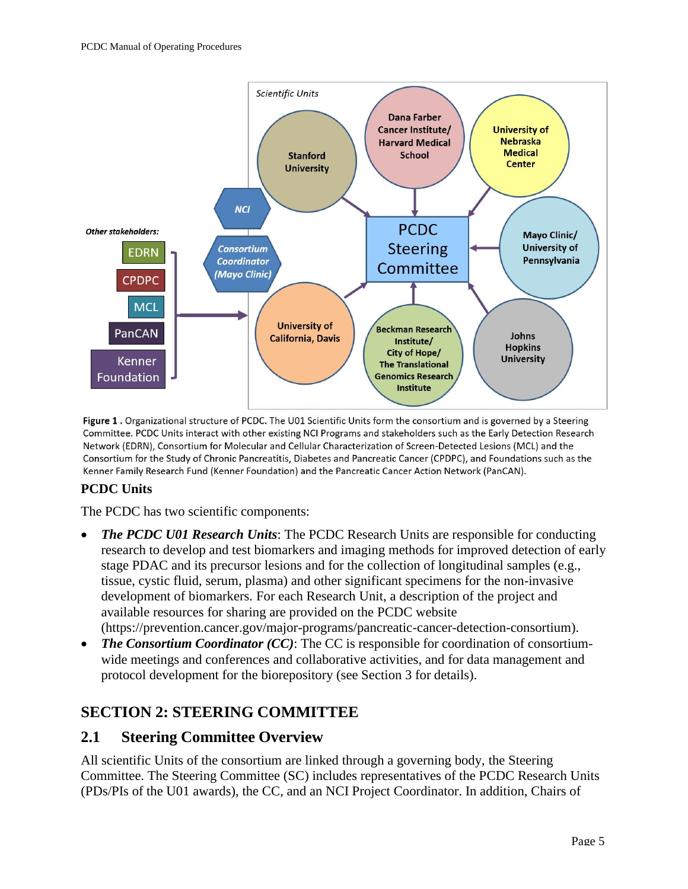**Figure 1 .** Organizational structure of PCDC. The U01 Scientific Units form the consortium and is governed by a Steering Committee. PCDC Units interact with other existing NCI Programs and stakeholders such as the Early Detection Research Network (EDRN), Consortium for Molecular and Cellular Characterization of Screen-Detected Lesions (MCL) and the Consortium for the Study of Chronic Pancreatitis, Diabetes and Pancreatic Cancer (CPDPC), and Foundations such as the Kenner Family Research Fund (Kenner Foundation) and the Pancreatic Cancer Action Network (PanCAN).

### PCDC Units

The PCDC has two scientific components:

- ***The PCDC U01 Research Units***: The PCDC Research Units are responsible for conducting research to develop and test biomarkers and imaging methods for improved detection of early stage PDAC and its precursor lesions and for the collection of longitudinal samples (e.g., tissue, cystic fluid, serum, plasma) and other significant specimens for the non-invasive development of biomarkers. For each Research Unit, a description of the project and available resources for sharing are provided on the PCDC website (https://prevention.cancer.gov/major-programs/pancreatic-cancer-detection-consortium).
- ***The Consortium Coordinator (CC)***: The CC is responsible for coordination of consortium-wide meetings and conferences and collaborative activities, and for data management and protocol development for the biorepository (see Section 3 for details).

## SECTION 2: STEERING COMMITTEE

### 2.1 Steering Committee Overview

All scientific Units of the consortium are linked through a governing body, the Steering Committee. The Steering Committee (SC) includes representatives of the PCDC Research Units (PDs/PIs of the U01 awards), the CC, and an NCI Project Coordinator. In addition, Chairs of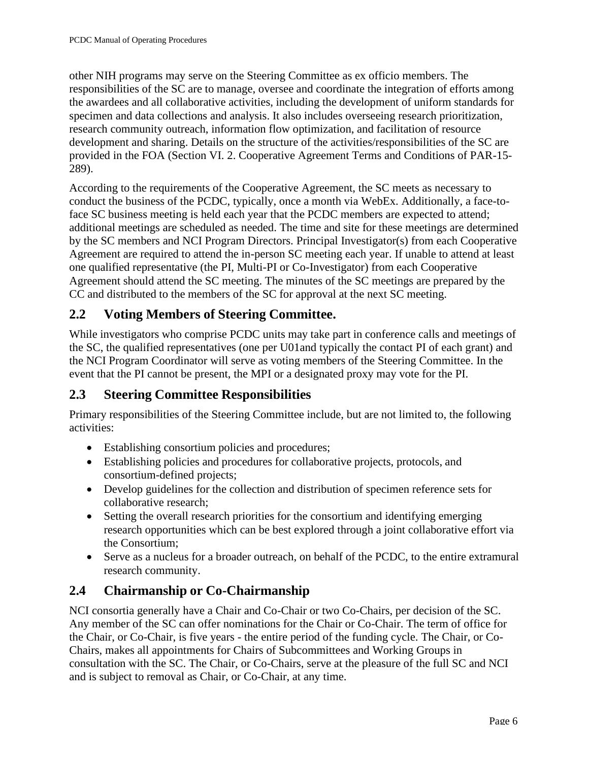other NIH programs may serve on the Steering Committee as ex officio members. The responsibilities of the SC are to manage, oversee and coordinate the integration of efforts among the awardees and all collaborative activities, including the development of uniform standards for specimen and data collections and analysis. It also includes overseeing research prioritization, research community outreach, information flow optimization, and facilitation of resource development and sharing. Details on the structure of the activities/responsibilities of the SC are provided in the FOA (Section VI. 2. Cooperative Agreement Terms and Conditions of PAR-15-289).

According to the requirements of the Cooperative Agreement, the SC meets as necessary to conduct the business of the PCDC, typically, once a month via WebEx. Additionally, a face-to-face SC business meeting is held each year that the PCDC members are expected to attend; additional meetings are scheduled as needed. The time and site for these meetings are determined by the SC members and NCI Program Directors. Principal Investigator(s) from each Cooperative Agreement are required to attend the in-person SC meeting each year. If unable to attend at least one qualified representative (the PI, Multi-PI or Co-Investigator) from each Cooperative Agreement should attend the SC meeting. The minutes of the SC meetings are prepared by the CC and distributed to the members of the SC for approval at the next SC meeting.

## 2.2 Voting Members of Steering Committee.

While investigators who comprise PCDC units may take part in conference calls and meetings of the SC, the qualified representatives (one per U01and typically the contact PI of each grant) and the NCI Program Coordinator will serve as voting members of the Steering Committee. In the event that the PI cannot be present, the MPI or a designated proxy may vote for the PI.

## 2.3 Steering Committee Responsibilities

Primary responsibilities of the Steering Committee include, but are not limited to, the following activities:

- Establishing consortium policies and procedures;
- Establishing policies and procedures for collaborative projects, protocols, and consortium-defined projects;
- Develop guidelines for the collection and distribution of specimen reference sets for collaborative research;
- Setting the overall research priorities for the consortium and identifying emerging research opportunities which can be best explored through a joint collaborative effort via the Consortium;
- Serve as a nucleus for a broader outreach, on behalf of the PCDC, to the entire extramural research community.

## 2.4 Chairmanship or Co-Chairmanship

NCI consortia generally have a Chair and Co-Chair or two Co-Chairs, per decision of the SC. Any member of the SC can offer nominations for the Chair or Co-Chair. The term of office for the Chair, or Co-Chair, is five years - the entire period of the funding cycle. The Chair, or Co-Chairs, makes all appointments for Chairs of Subcommittees and Working Groups in consultation with the SC. The Chair, or Co-Chairs, serve at the pleasure of the full SC and NCI and is subject to removal as Chair, or Co-Chair, at any time.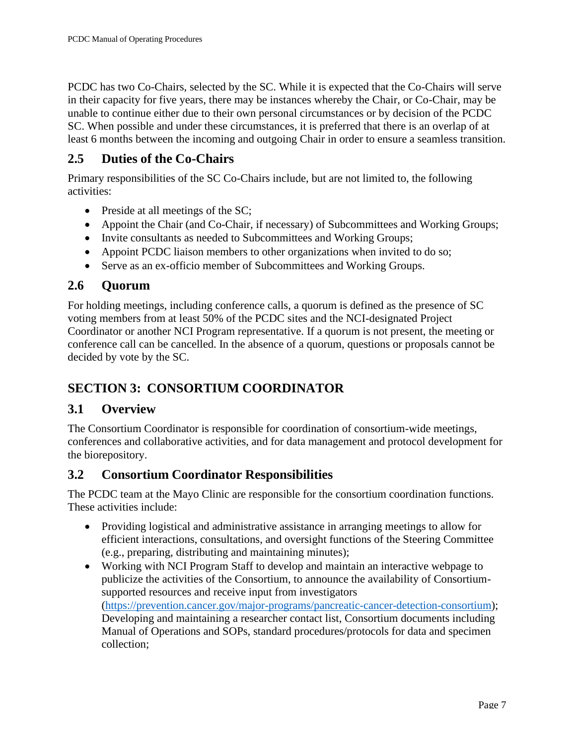PCDC has two Co-Chairs, selected by the SC. While it is expected that the Co-Chairs will serve in their capacity for five years, there may be instances whereby the Chair, or Co-Chair, may be unable to continue either due to their own personal circumstances or by decision of the PCDC SC. When possible and under these circumstances, it is preferred that there is an overlap of at least 6 months between the incoming and outgoing Chair in order to ensure a seamless transition.

### 2.5 Duties of the Co-Chairs

Primary responsibilities of the SC Co-Chairs include, but are not limited to, the following activities:

- Preside at all meetings of the SC;
- Appoint the Chair (and Co-Chair, if necessary) of Subcommittees and Working Groups;
- Invite consultants as needed to Subcommittees and Working Groups;
- Appoint PCDC liaison members to other organizations when invited to do so;
- Serve as an ex-officio member of Subcommittees and Working Groups.

### 2.6 Quorum

For holding meetings, including conference calls, a quorum is defined as the presence of SC voting members from at least 50% of the PCDC sites and the NCI-designated Project Coordinator or another NCI Program representative. If a quorum is not present, the meeting or conference call can be cancelled. In the absence of a quorum, questions or proposals cannot be decided by vote by the SC.

## SECTION 3: CONSORTIUM COORDINATOR

### 3.1 Overview

The Consortium Coordinator is responsible for coordination of consortium-wide meetings, conferences and collaborative activities, and for data management and protocol development for the biorepository.

### 3.2 Consortium Coordinator Responsibilities

The PCDC team at the Mayo Clinic are responsible for the consortium coordination functions. These activities include:

- Providing logistical and administrative assistance in arranging meetings to allow for efficient interactions, consultations, and oversight functions of the Steering Committee (e.g., preparing, distributing and maintaining minutes);
- Working with NCI Program Staff to develop and maintain an interactive webpage to publicize the activities of the Consortium, to announce the availability of Consortium-supported resources and receive input from investigators (https://prevention.cancer.gov/major-programs/pancreatic-cancer-detection-consortium); Developing and maintaining a researcher contact list, Consortium documents including Manual of Operations and SOPs, standard procedures/protocols for data and specimen collection;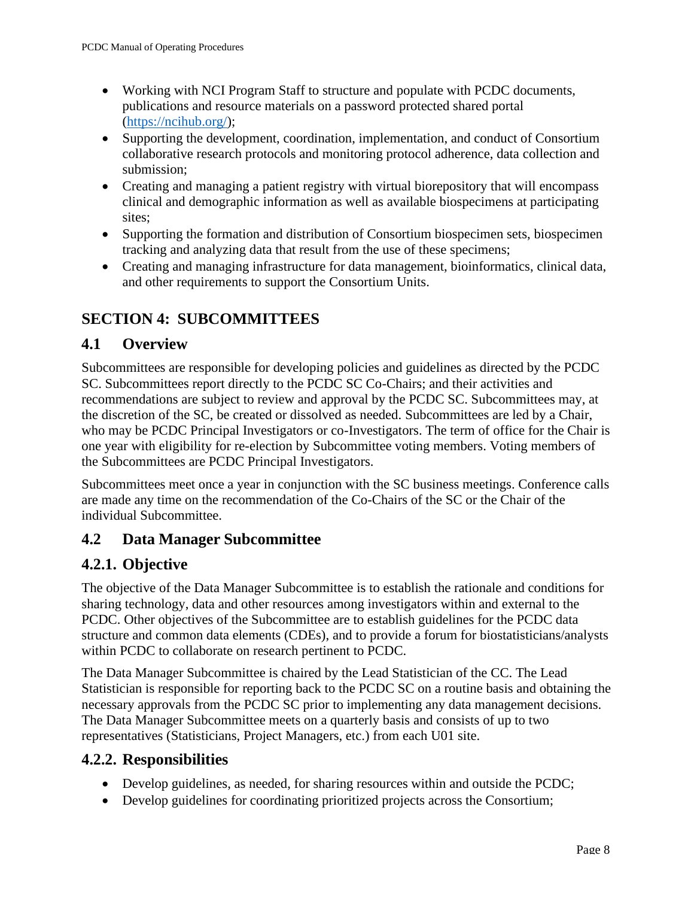- Working with NCI Program Staff to structure and populate with PCDC documents, publications and resource materials on a password protected shared portal (https://ncihub.org/);
- Supporting the development, coordination, implementation, and conduct of Consortium collaborative research protocols and monitoring protocol adherence, data collection and submission;
- Creating and managing a patient registry with virtual biorepository that will encompass clinical and demographic information as well as available biospecimens at participating sites;
- Supporting the formation and distribution of Consortium biospecimen sets, biospecimen tracking and analyzing data that result from the use of these specimens;
- Creating and managing infrastructure for data management, bioinformatics, clinical data, and other requirements to support the Consortium Units.

# SECTION 4: SUBCOMMITTEES

## 4.1 Overview

Subcommittees are responsible for developing policies and guidelines as directed by the PCDC SC. Subcommittees report directly to the PCDC SC Co-Chairs; and their activities and recommendations are subject to review and approval by the PCDC SC. Subcommittees may, at the discretion of the SC, be created or dissolved as needed. Subcommittees are led by a Chair, who may be PCDC Principal Investigators or co-Investigators. The term of office for the Chair is one year with eligibility for re-election by Subcommittee voting members. Voting members of the Subcommittees are PCDC Principal Investigators.

Subcommittees meet once a year in conjunction with the SC business meetings. Conference calls are made any time on the recommendation of the Co-Chairs of the SC or the Chair of the individual Subcommittee.

## 4.2 Data Manager Subcommittee

### 4.2.1. Objective

The objective of the Data Manager Subcommittee is to establish the rationale and conditions for sharing technology, data and other resources among investigators within and external to the PCDC. Other objectives of the Subcommittee are to establish guidelines for the PCDC data structure and common data elements (CDEs), and to provide a forum for biostatisticians/analysts within PCDC to collaborate on research pertinent to PCDC.

The Data Manager Subcommittee is chaired by the Lead Statistician of the CC. The Lead Statistician is responsible for reporting back to the PCDC SC on a routine basis and obtaining the necessary approvals from the PCDC SC prior to implementing any data management decisions. The Data Manager Subcommittee meets on a quarterly basis and consists of up to two representatives (Statisticians, Project Managers, etc.) from each U01 site.

### 4.2.2. Responsibilities

- Develop guidelines, as needed, for sharing resources within and outside the PCDC;
- Develop guidelines for coordinating prioritized projects across the Consortium;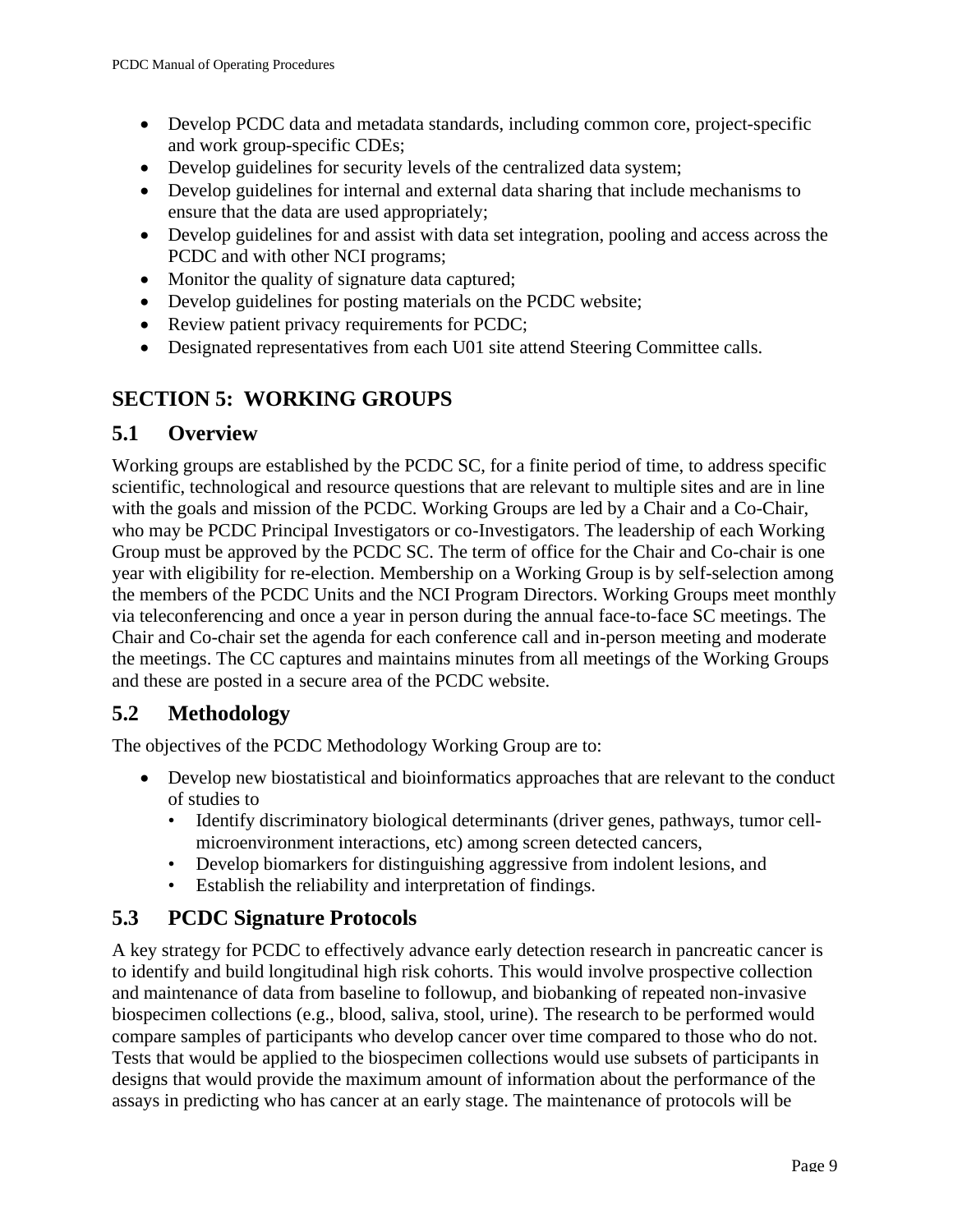- Develop PCDC data and metadata standards, including common core, project-specific and work group-specific CDEs;
- Develop guidelines for security levels of the centralized data system;
- Develop guidelines for internal and external data sharing that include mechanisms to ensure that the data are used appropriately;
- Develop guidelines for and assist with data set integration, pooling and access across the PCDC and with other NCI programs;
- Monitor the quality of signature data captured;
- Develop guidelines for posting materials on the PCDC website;
- Review patient privacy requirements for PCDC;
- Designated representatives from each U01 site attend Steering Committee calls.

# SECTION 5: WORKING GROUPS

## 5.1 Overview

Working groups are established by the PCDC SC, for a finite period of time, to address specific scientific, technological and resource questions that are relevant to multiple sites and are in line with the goals and mission of the PCDC. Working Groups are led by a Chair and a Co-Chair, who may be PCDC Principal Investigators or co-Investigators. The leadership of each Working Group must be approved by the PCDC SC. The term of office for the Chair and Co-chair is one year with eligibility for re-election. Membership on a Working Group is by self-selection among the members of the PCDC Units and the NCI Program Directors. Working Groups meet monthly via teleconferencing and once a year in person during the annual face-to-face SC meetings. The Chair and Co-chair set the agenda for each conference call and in-person meeting and moderate the meetings. The CC captures and maintains minutes from all meetings of the Working Groups and these are posted in a secure area of the PCDC website.

## 5.2 Methodology

The objectives of the PCDC Methodology Working Group are to:

- Develop new biostatistical and bioinformatics approaches that are relevant to the conduct of studies to
  - Identify discriminatory biological determinants (driver genes, pathways, tumor cell-microenvironment interactions, etc) among screen detected cancers,
  - Develop biomarkers for distinguishing aggressive from indolent lesions, and
  - Establish the reliability and interpretation of findings.

## 5.3 PCDC Signature Protocols

A key strategy for PCDC to effectively advance early detection research in pancreatic cancer is to identify and build longitudinal high risk cohorts. This would involve prospective collection and maintenance of data from baseline to followup, and biobanking of repeated non-invasive biospecimen collections (e.g., blood, saliva, stool, urine). The research to be performed would compare samples of participants who develop cancer over time compared to those who do not. Tests that would be applied to the biospecimen collections would use subsets of participants in designs that would provide the maximum amount of information about the performance of the assays in predicting who has cancer at an early stage. The maintenance of protocols will be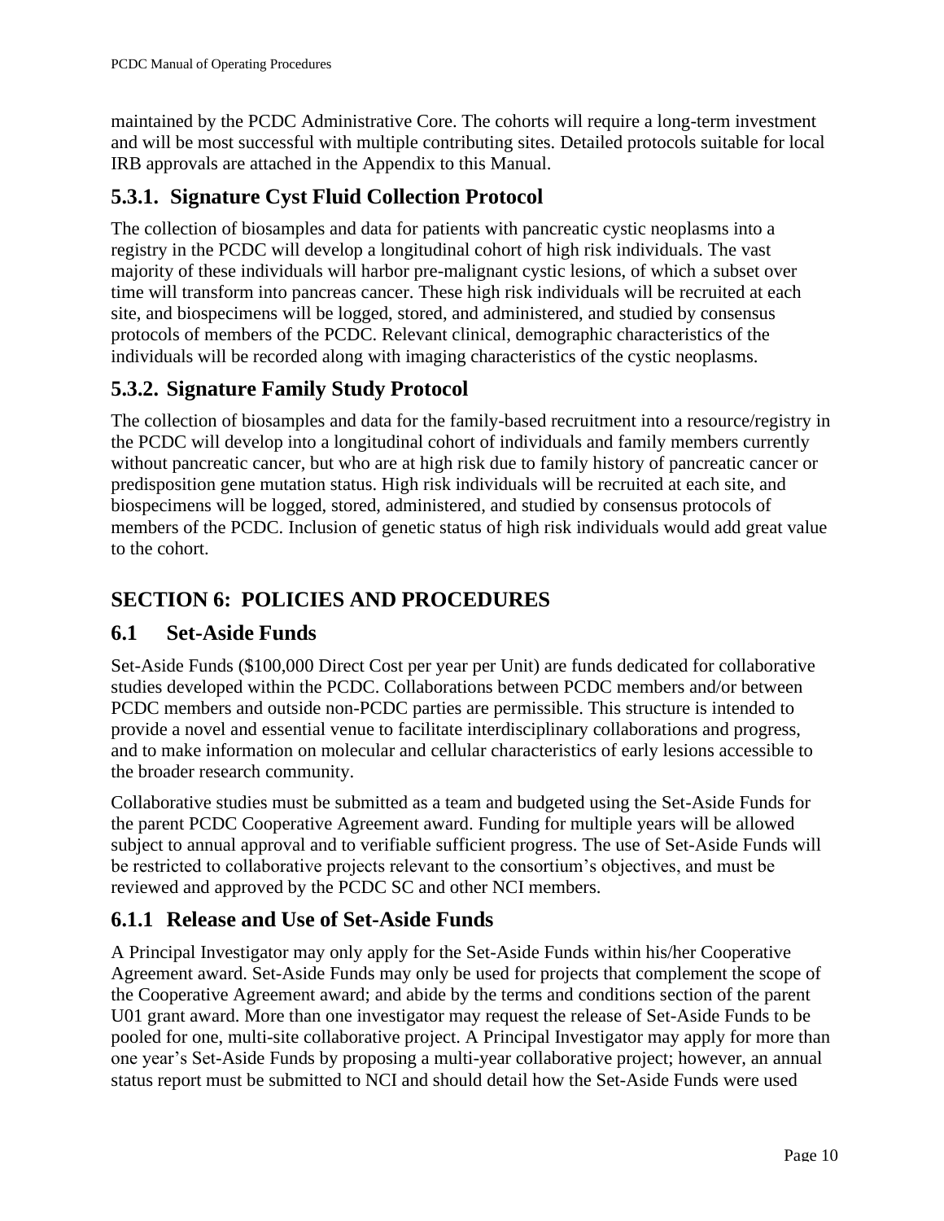maintained by the PCDC Administrative Core. The cohorts will require a long-term investment and will be most successful with multiple contributing sites. Detailed protocols suitable for local IRB approvals are attached in the Appendix to this Manual.

### 5.3.1. Signature Cyst Fluid Collection Protocol

The collection of biosamples and data for patients with pancreatic cystic neoplasms into a registry in the PCDC will develop a longitudinal cohort of high risk individuals. The vast majority of these individuals will harbor pre-malignant cystic lesions, of which a subset over time will transform into pancreas cancer. These high risk individuals will be recruited at each site, and biospecimens will be logged, stored, and administered, and studied by consensus protocols of members of the PCDC. Relevant clinical, demographic characteristics of the individuals will be recorded along with imaging characteristics of the cystic neoplasms.

### 5.3.2. Signature Family Study Protocol

The collection of biosamples and data for the family-based recruitment into a resource/registry in the PCDC will develop into a longitudinal cohort of individuals and family members currently without pancreatic cancer, but who are at high risk due to family history of pancreatic cancer or predisposition gene mutation status. High risk individuals will be recruited at each site, and biospecimens will be logged, stored, administered, and studied by consensus protocols of members of the PCDC. Inclusion of genetic status of high risk individuals would add great value to the cohort.

## SECTION 6: POLICIES AND PROCEDURES

### 6.1 Set-Aside Funds

Set-Aside Funds ($100,000 Direct Cost per year per Unit) are funds dedicated for collaborative studies developed within the PCDC. Collaborations between PCDC members and/or between PCDC members and outside non-PCDC parties are permissible. This structure is intended to provide a novel and essential venue to facilitate interdisciplinary collaborations and progress, and to make information on molecular and cellular characteristics of early lesions accessible to the broader research community.

Collaborative studies must be submitted as a team and budgeted using the Set-Aside Funds for the parent PCDC Cooperative Agreement award. Funding for multiple years will be allowed subject to annual approval and to verifiable sufficient progress. The use of Set-Aside Funds will be restricted to collaborative projects relevant to the consortium's objectives, and must be reviewed and approved by the PCDC SC and other NCI members.

### 6.1.1 Release and Use of Set-Aside Funds

A Principal Investigator may only apply for the Set-Aside Funds within his/her Cooperative Agreement award. Set-Aside Funds may only be used for projects that complement the scope of the Cooperative Agreement award; and abide by the terms and conditions section of the parent U01 grant award. More than one investigator may request the release of Set-Aside Funds to be pooled for one, multi-site collaborative project. A Principal Investigator may apply for more than one year's Set-Aside Funds by proposing a multi-year collaborative project; however, an annual status report must be submitted to NCI and should detail how the Set-Aside Funds were used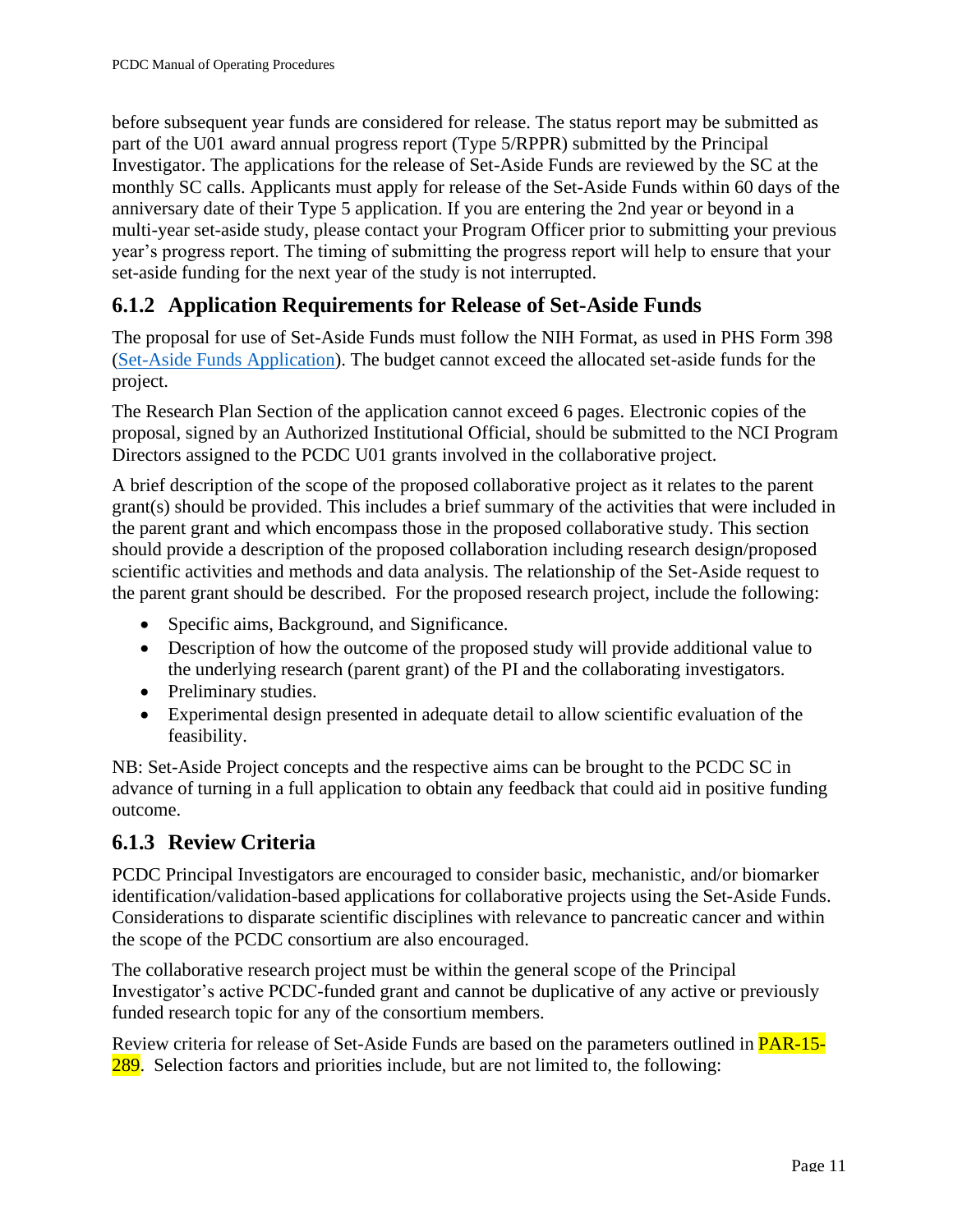before subsequent year funds are considered for release. The status report may be submitted as part of the U01 award annual progress report (Type 5/RPPR) submitted by the Principal Investigator. The applications for the release of Set-Aside Funds are reviewed by the SC at the monthly SC calls. Applicants must apply for release of the Set-Aside Funds within 60 days of the anniversary date of their Type 5 application. If you are entering the 2nd year or beyond in a multi-year set-aside study, please contact your Program Officer prior to submitting your previous year's progress report. The timing of submitting the progress report will help to ensure that your set-aside funding for the next year of the study is not interrupted.

### 6.1.2 Application Requirements for Release of Set-Aside Funds

The proposal for use of Set-Aside Funds must follow the NIH Format, as used in PHS Form 398 (Set-Aside Funds Application). The budget cannot exceed the allocated set-aside funds for the project.

The Research Plan Section of the application cannot exceed 6 pages. Electronic copies of the proposal, signed by an Authorized Institutional Official, should be submitted to the NCI Program Directors assigned to the PCDC U01 grants involved in the collaborative project.

A brief description of the scope of the proposed collaborative project as it relates to the parent grant(s) should be provided. This includes a brief summary of the activities that were included in the parent grant and which encompass those in the proposed collaborative study. This section should provide a description of the proposed collaboration including research design/proposed scientific activities and methods and data analysis. The relationship of the Set-Aside request to the parent grant should be described. For the proposed research project, include the following:

- Specific aims, Background, and Significance.
- Description of how the outcome of the proposed study will provide additional value to the underlying research (parent grant) of the PI and the collaborating investigators.
- Preliminary studies.
- Experimental design presented in adequate detail to allow scientific evaluation of the feasibility.

NB: Set-Aside Project concepts and the respective aims can be brought to the PCDC SC in advance of turning in a full application to obtain any feedback that could aid in positive funding outcome.

### 6.1.3 Review Criteria

PCDC Principal Investigators are encouraged to consider basic, mechanistic, and/or biomarker identification/validation-based applications for collaborative projects using the Set-Aside Funds. Considerations to disparate scientific disciplines with relevance to pancreatic cancer and within the scope of the PCDC consortium are also encouraged.

The collaborative research project must be within the general scope of the Principal Investigator's active PCDC-funded grant and cannot be duplicative of any active or previously funded research topic for any of the consortium members.

Review criteria for release of Set-Aside Funds are based on the parameters outlined in PAR-15-289. Selection factors and priorities include, but are not limited to, the following: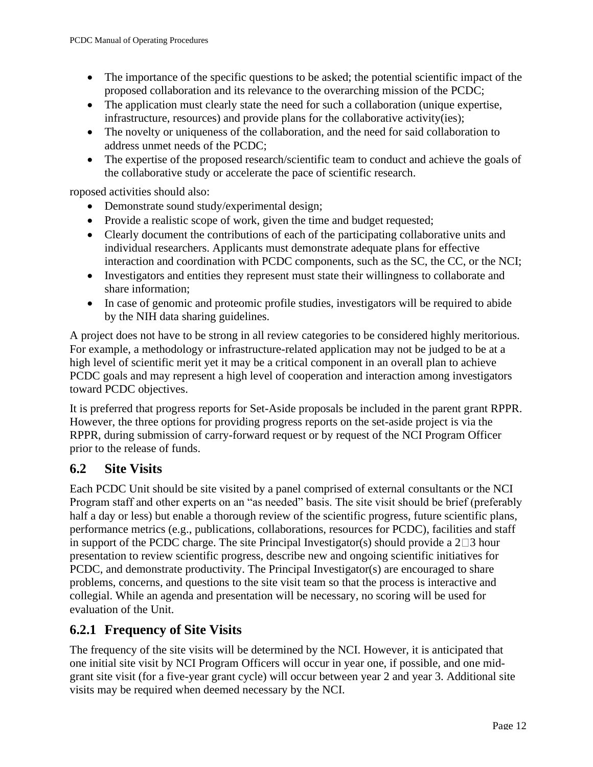- The importance of the specific questions to be asked; the potential scientific impact of the proposed collaboration and its relevance to the overarching mission of the PCDC;
- The application must clearly state the need for such a collaboration (unique expertise, infrastructure, resources) and provide plans for the collaborative activity(ies);
- The novelty or uniqueness of the collaboration, and the need for said collaboration to address unmet needs of the PCDC;
- The expertise of the proposed research/scientific team to conduct and achieve the goals of the collaborative study or accelerate the pace of scientific research.

roposed activities should also:

- Demonstrate sound study/experimental design;
- Provide a realistic scope of work, given the time and budget requested;
- Clearly document the contributions of each of the participating collaborative units and individual researchers. Applicants must demonstrate adequate plans for effective interaction and coordination with PCDC components, such as the SC, the CC, or the NCI;
- Investigators and entities they represent must state their willingness to collaborate and share information;
- In case of genomic and proteomic profile studies, investigators will be required to abide by the NIH data sharing guidelines.

A project does not have to be strong in all review categories to be considered highly meritorious. For example, a methodology or infrastructure-related application may not be judged to be at a high level of scientific merit yet it may be a critical component in an overall plan to achieve PCDC goals and may represent a high level of cooperation and interaction among investigators toward PCDC objectives.

It is preferred that progress reports for Set-Aside proposals be included in the parent grant RPPR. However, the three options for providing progress reports on the set-aside project is via the RPPR, during submission of carry-forward request or by request of the NCI Program Officer prior to the release of funds.

## 6.2 Site Visits

Each PCDC Unit should be site visited by a panel comprised of external consultants or the NCI Program staff and other experts on an "as needed" basis. The site visit should be brief (preferably half a day or less) but enable a thorough review of the scientific progress, future scientific plans, performance metrics (e.g., publications, collaborations, resources for PCDC), facilities and staff in support of the PCDC charge. The site Principal Investigator(s) should provide a 2–3 hour presentation to review scientific progress, describe new and ongoing scientific initiatives for PCDC, and demonstrate productivity. The Principal Investigator(s) are encouraged to share problems, concerns, and questions to the site visit team so that the process is interactive and collegial. While an agenda and presentation will be necessary, no scoring will be used for evaluation of the Unit.

### 6.2.1 Frequency of Site Visits

The frequency of the site visits will be determined by the NCI. However, it is anticipated that one initial site visit by NCI Program Officers will occur in year one, if possible, and one mid-grant site visit (for a five-year grant cycle) will occur between year 2 and year 3. Additional site visits may be required when deemed necessary by the NCI.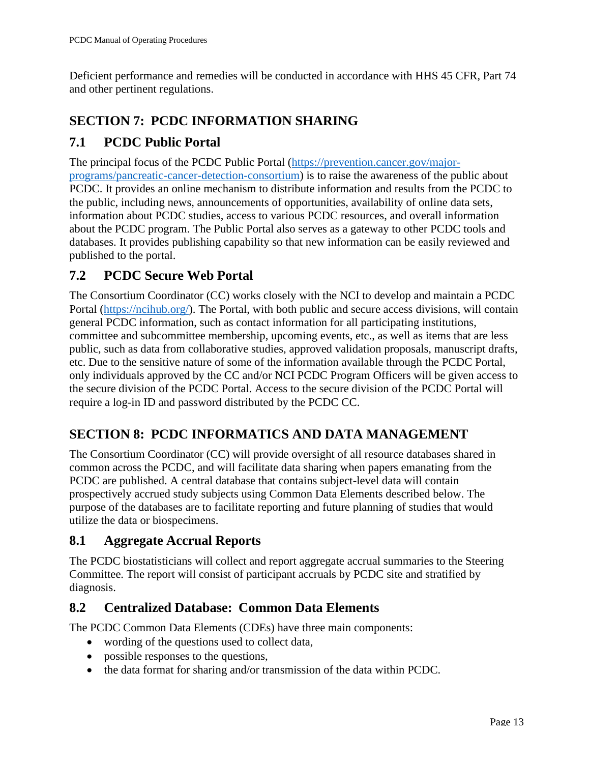Deficient performance and remedies will be conducted in accordance with HHS 45 CFR, Part 74 and other pertinent regulations.

# SECTION 7: PCDC INFORMATION SHARING

## 7.1 PCDC Public Portal

The principal focus of the PCDC Public Portal ([https://prevention.cancer.gov/major-programs/pancreatic-cancer-detection-consortium](https://prevention.cancer.gov/major-programs/pancreatic-cancer-detection-consortium)) is to raise the awareness of the public about PCDC. It provides an online mechanism to distribute information and results from the PCDC to the public, including news, announcements of opportunities, availability of online data sets, information about PCDC studies, access to various PCDC resources, and overall information about the PCDC program. The Public Portal also serves as a gateway to other PCDC tools and databases. It provides publishing capability so that new information can be easily reviewed and published to the portal.

## 7.2 PCDC Secure Web Portal

The Consortium Coordinator (CC) works closely with the NCI to develop and maintain a PCDC Portal ([https://ncihub.org/](https://ncihub.org/)). The Portal, with both public and secure access divisions, will contain general PCDC information, such as contact information for all participating institutions, committee and subcommittee membership, upcoming events, etc., as well as items that are less public, such as data from collaborative studies, approved validation proposals, manuscript drafts, etc. Due to the sensitive nature of some of the information available through the PCDC Portal, only individuals approved by the CC and/or NCI PCDC Program Officers will be given access to the secure division of the PCDC Portal. Access to the secure division of the PCDC Portal will require a log-in ID and password distributed by the PCDC CC.

# SECTION 8: PCDC INFORMATICS AND DATA MANAGEMENT

The Consortium Coordinator (CC) will provide oversight of all resource databases shared in common across the PCDC, and will facilitate data sharing when papers emanating from the PCDC are published. A central database that contains subject-level data will contain prospectively accrued study subjects using Common Data Elements described below. The purpose of the databases are to facilitate reporting and future planning of studies that would utilize the data or biospecimens.

## 8.1 Aggregate Accrual Reports

The PCDC biostatisticians will collect and report aggregate accrual summaries to the Steering Committee. The report will consist of participant accruals by PCDC site and stratified by diagnosis.

## 8.2 Centralized Database: Common Data Elements

The PCDC Common Data Elements (CDEs) have three main components:

- wording of the questions used to collect data,
- possible responses to the questions,
- the data format for sharing and/or transmission of the data within PCDC.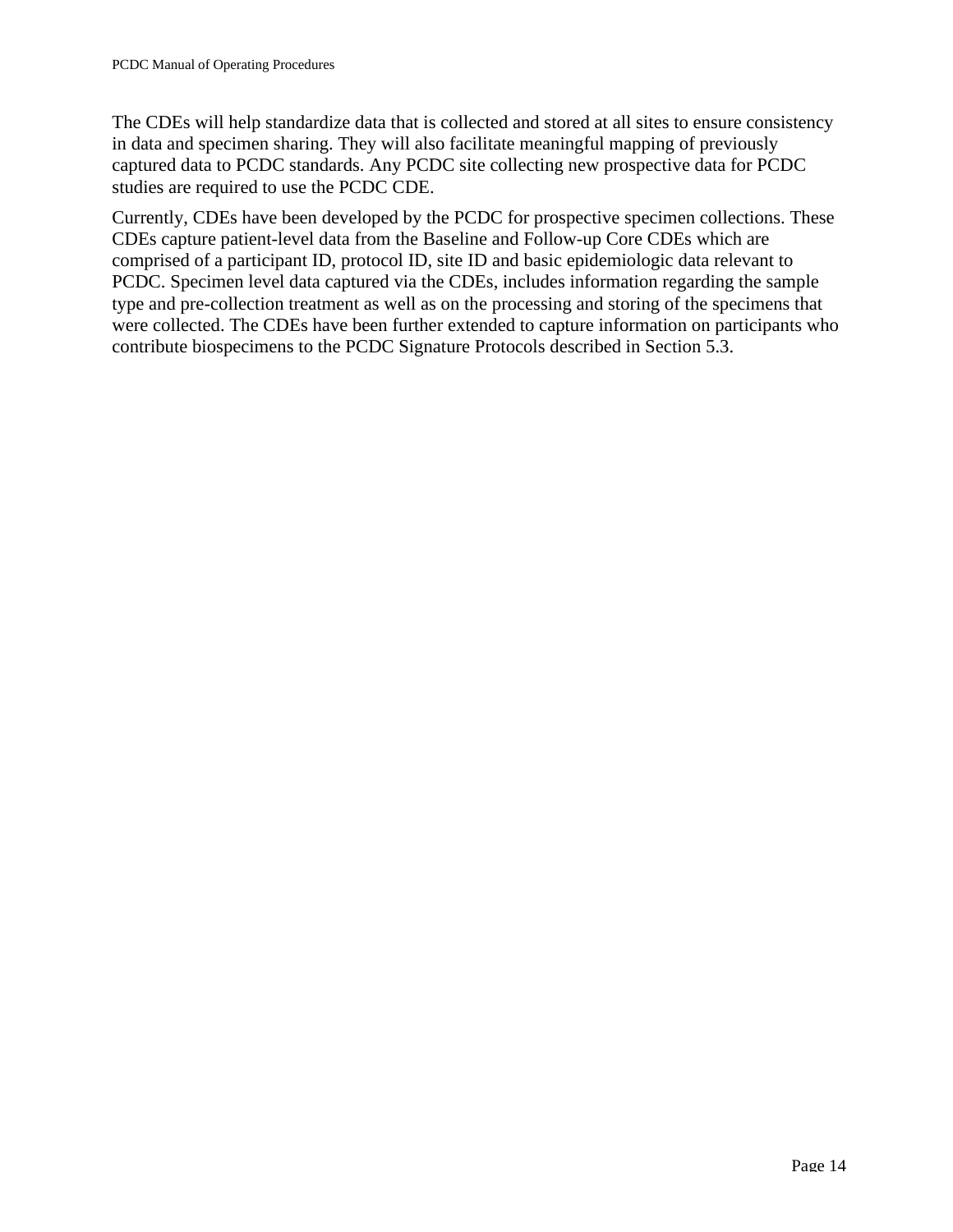The CDEs will help standardize data that is collected and stored at all sites to ensure consistency in data and specimen sharing. They will also facilitate meaningful mapping of previously captured data to PCDC standards. Any PCDC site collecting new prospective data for PCDC studies are required to use the PCDC CDE.

Currently, CDEs have been developed by the PCDC for prospective specimen collections. These CDEs capture patient-level data from the Baseline and Follow-up Core CDEs which are comprised of a participant ID, protocol ID, site ID and basic epidemiologic data relevant to PCDC. Specimen level data captured via the CDEs, includes information regarding the sample type and pre-collection treatment as well as on the processing and storing of the specimens that were collected. The CDEs have been further extended to capture information on participants who contribute biospecimens to the PCDC Signature Protocols described in Section 5.3.